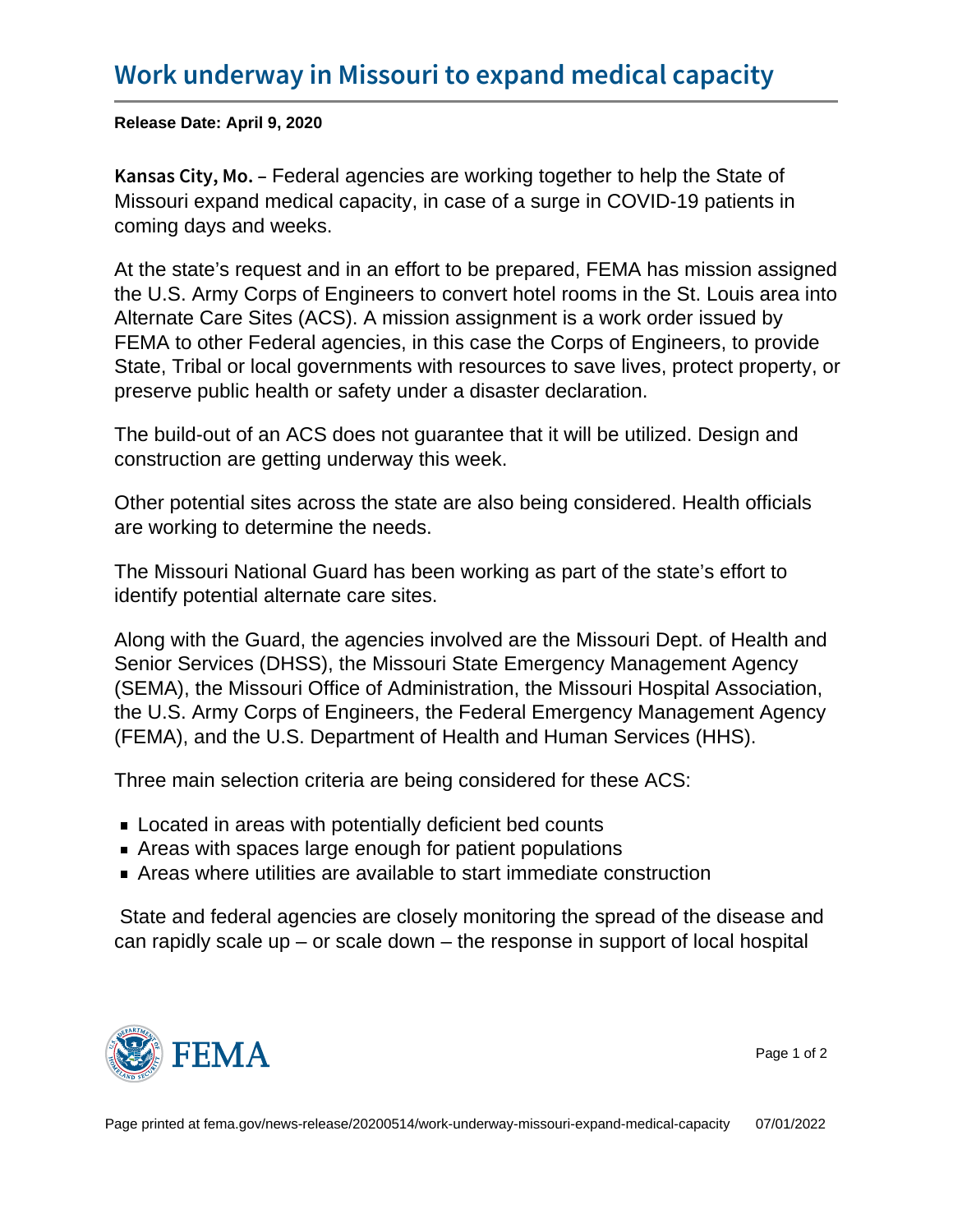# Work underway in Missouri to expand medical capacity

**Release Date: April 9, 2020**

**Kansas City, Mo.** – Federal agencies are working together to help the State of Missouri expand medical capacity, in case of a surge in COVID-19 patients in coming days and weeks.

At the state's request and in an effort to be prepared, FEMA has mission assigned the U.S. Army Corps of Engineers to convert hotel rooms in the St. Louis area into Alternate Care Sites (ACS). A mission assignment is a work order issued by FEMA to other Federal agencies, in this case the Corps of Engineers, to provide State, Tribal or local governments with resources to save lives, protect property, or preserve public health or safety under a disaster declaration.

The build-out of an ACS does not guarantee that it will be utilized. Design and construction are getting underway this week.

Other potential sites across the state are also being considered. Health officials are working to determine the needs.

The Missouri National Guard has been working as part of the state's effort to identify potential alternate care sites.

Along with the Guard, the agencies involved are the Missouri Dept. of Health and Senior Services (DHSS), the Missouri State Emergency Management Agency (SEMA), the Missouri Office of Administration, the Missouri Hospital Association, the U.S. Army Corps of Engineers, the Federal Emergency Management Agency (FEMA), and the U.S. Department of Health and Human Services (HHS).

Three main selection criteria are being considered for these ACS:

- Located in areas with potentially deficient bed counts
- Areas with spaces large enough for patient populations
- Areas where utilities are available to start immediate construction

State and federal agencies are closely monitoring the spread of the disease and can rapidly scale up – or scale down – the response in support of local hospital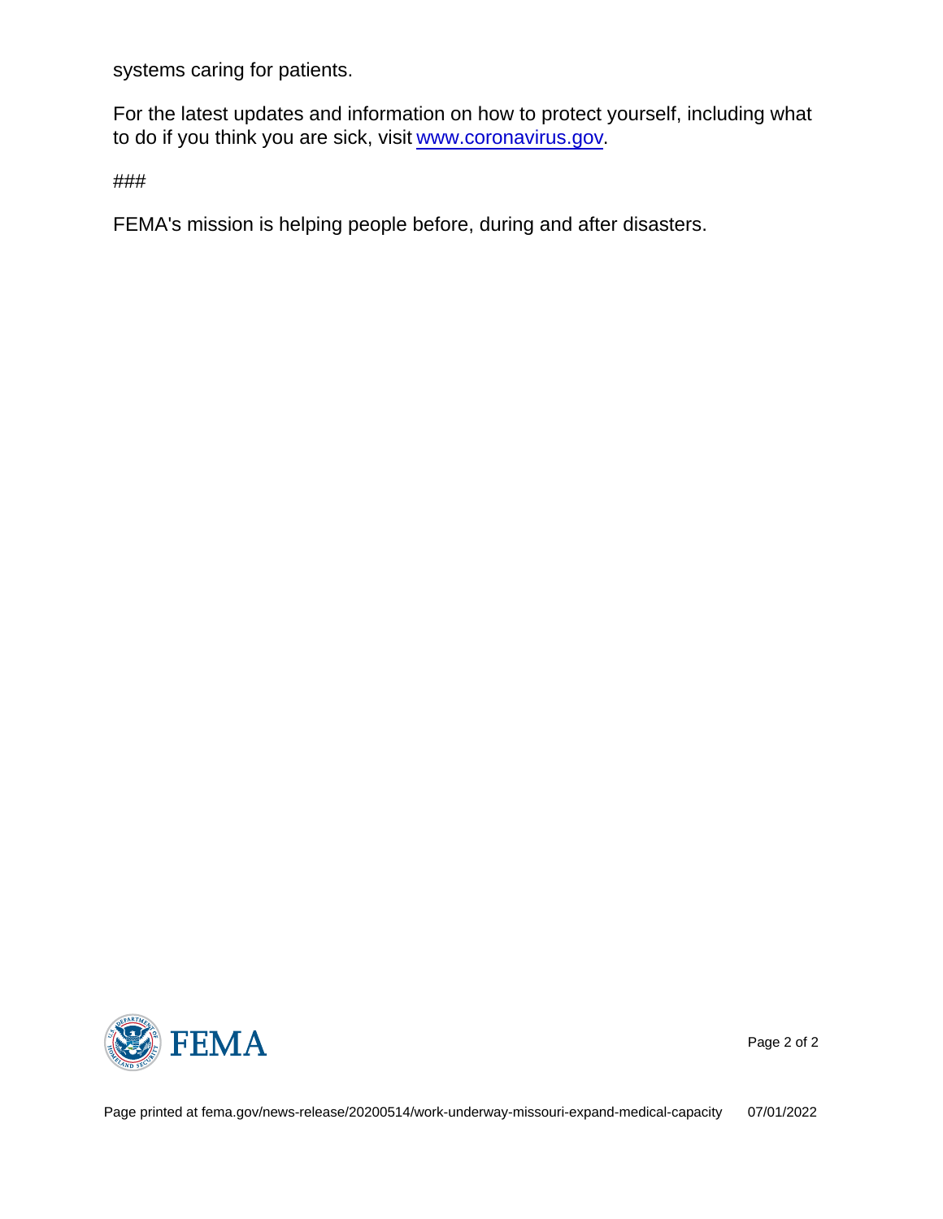systems caring for patients.

For the latest updates and information on how to protect yourself, including what to do if you think you are sick, visit [www.coronavirus.gov](http://www.coronavirus.gov).

###

FEMA's mission is helping people before, during and after disasters.